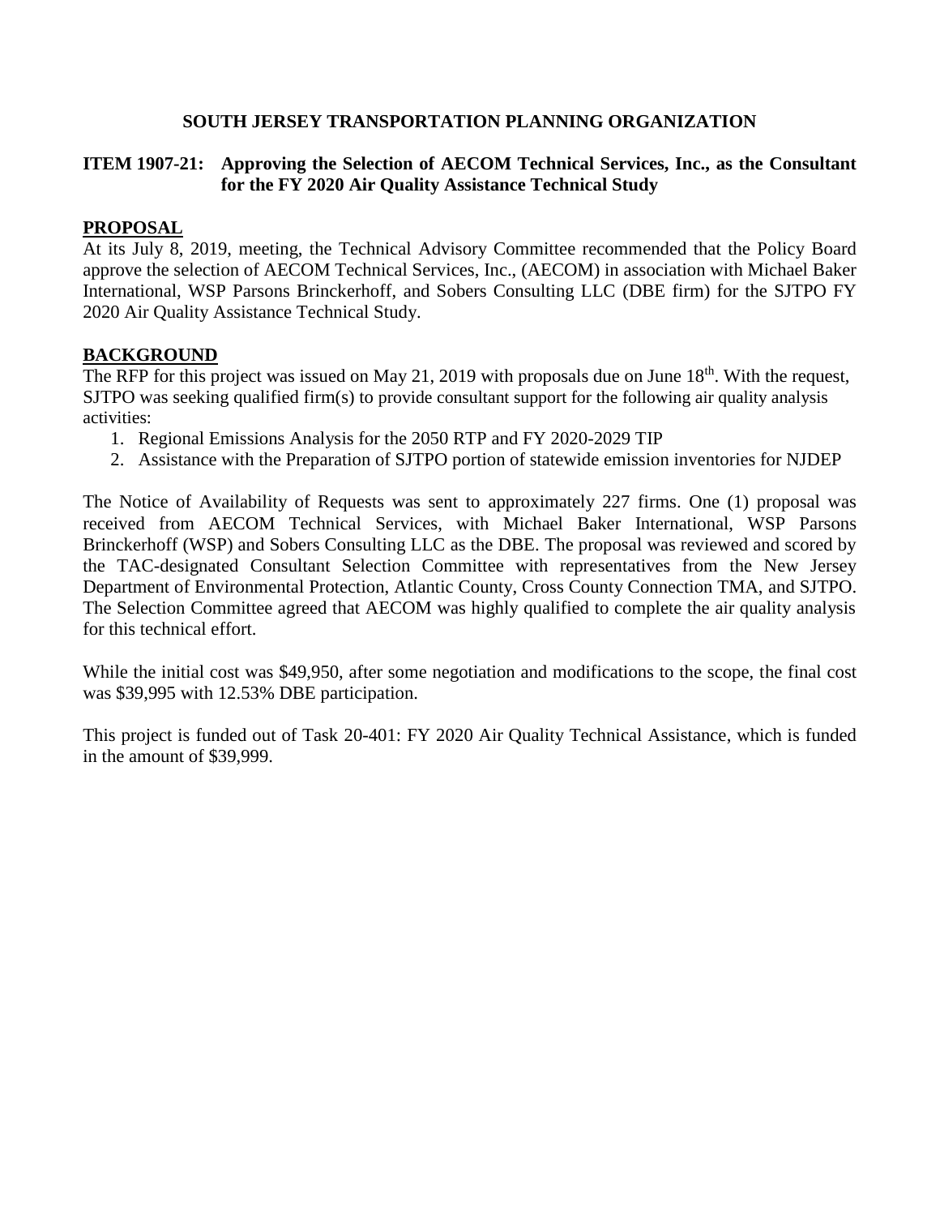# SOUTH JERSEY TRANSPORTATION PLANNING ORGANIZATION

## ITEM 1907-21: Approving the Selection of AECOM Technical Services, Inc., as the Consultant for the FY 2020 Air Quality Assistance Technical Study

### PROPOSAL

At its July 8, 2019, meeting, the Technical Advisory Committee recommended that the Policy Board approve the selection of AECOM Technical Services, Inc., (AECOM) in association with Michael Baker International, WSP Parsons Brinckerhoff, and Sobers Consulting LLC (DBE firm) for the SJTPO FY 2020 Air Quality Assistance Technical Study.

### BACKGROUND

The RFP for this project was issued on May 21, 2019 with proposals due on June 18th. With the request, SJTPO was seeking qualified firm(s) to provide consultant support for the following air quality analysis activities:

1. Regional Emissions Analysis for the 2050 RTP and FY 2020-2029 TIP
2. Assistance with the Preparation of SJTPO portion of statewide emission inventories for NJDEP

The Notice of Availability of Requests was sent to approximately 227 firms. One (1) proposal was received from AECOM Technical Services, with Michael Baker International, WSP Parsons Brinckerhoff (WSP) and Sobers Consulting LLC as the DBE. The proposal was reviewed and scored by the TAC-designated Consultant Selection Committee with representatives from the New Jersey Department of Environmental Protection, Atlantic County, Cross County Connection TMA, and SJTPO. The Selection Committee agreed that AECOM was highly qualified to complete the air quality analysis for this technical effort.

While the initial cost was $49,950, after some negotiation and modifications to the scope, the final cost was $39,995 with 12.53% DBE participation.

This project is funded out of Task 20-401: FY 2020 Air Quality Technical Assistance, which is funded in the amount of $39,999.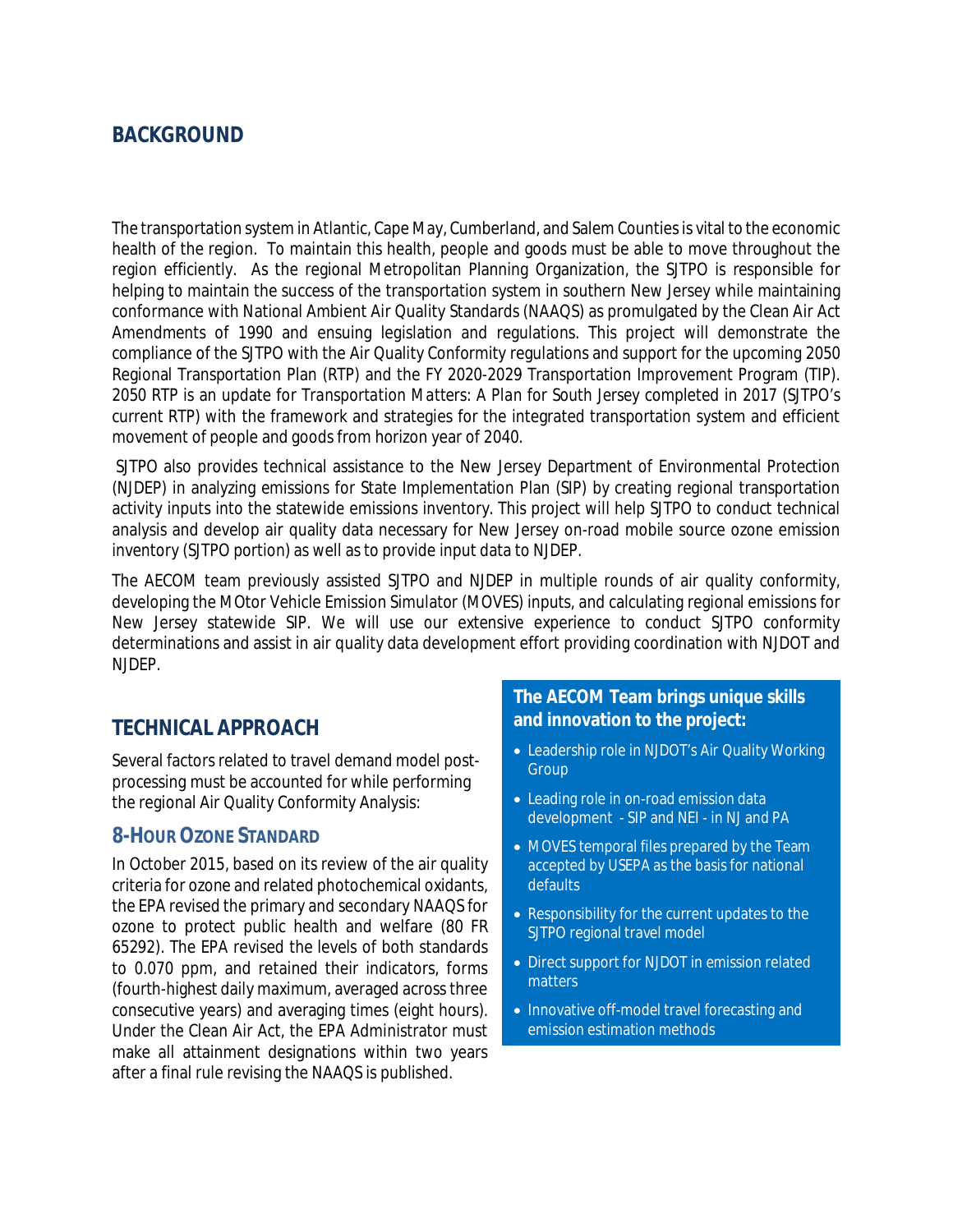## BACKGROUND

The transportation system in Atlantic, Cape May, Cumberland, and Salem Counties is vital to the economic health of the region. To maintain this health, people and goods must be able to move throughout the region efficiently. As the regional Metropolitan Planning Organization, the SJTPO is responsible for helping to maintain the success of the transportation system in southern New Jersey while maintaining conformance with National Ambient Air Quality Standards (NAAQS) as promulgated by the Clean Air Act Amendments of 1990 and ensuing legislation and regulations. This project will demonstrate the compliance of the SJTPO with the Air Quality Conformity regulations and support for the upcoming 2050 Regional Transportation Plan (RTP) and the FY 2020-2029 Transportation Improvement Program (TIP). 2050 RTP is an update for *Transportation Matters: A Plan for South Jersey* completed in 2017 (SJTPO's current RTP) with the framework and strategies for the integrated transportation system and efficient movement of people and goods from horizon year of 2040.

SJTPO also provides technical assistance to the New Jersey Department of Environmental Protection (NJDEP) in analyzing emissions for State Implementation Plan (SIP) by creating regional transportation activity inputs into the statewide emissions inventory. This project will help SJTPO to conduct technical analysis and develop air quality data necessary for New Jersey on-road mobile source ozone emission inventory (SJTPO portion) as well as to provide input data to NJDEP.

The AECOM team previously assisted SJTPO and NJDEP in multiple rounds of air quality conformity, developing the MOtor Vehicle Emission Simulator (MOVES) inputs, and calculating regional emissions for New Jersey statewide SIP. We will use our extensive experience to conduct SJTPO conformity determinations and assist in air quality data development effort providing coordination with NJDOT and NJDEP.

## TECHNICAL APPROACH

Several factors related to travel demand model post-processing must be accounted for while performing the regional Air Quality Conformity Analysis:

### 8-HOUR OZONE STANDARD

In October 2015, based on its review of the air quality criteria for ozone and related photochemical oxidants, the EPA revised the primary and secondary NAAQS for ozone to protect public health and welfare (80 FR 65292). The EPA revised the levels of both standards to 0.070 ppm, and retained their indicators, forms (fourth-highest daily maximum, averaged across three consecutive years) and averaging times (eight hours). Under the Clean Air Act, the EPA Administrator must make all attainment designations within two years after a final rule revising the NAAQS is published.

**The AECOM Team brings unique skills and innovation to the project:**

- Leadership role in NJDOT's Air Quality Working Group
- Leading role in on-road emission data development - SIP and NEI - in NJ and PA
- MOVES temporal files prepared by the Team accepted by USEPA as the basis for national defaults
- Responsibility for the current updates to the SJTPO regional travel model
- Direct support for NJDOT in emission related matters
- Innovative off-model travel forecasting and emission estimation methods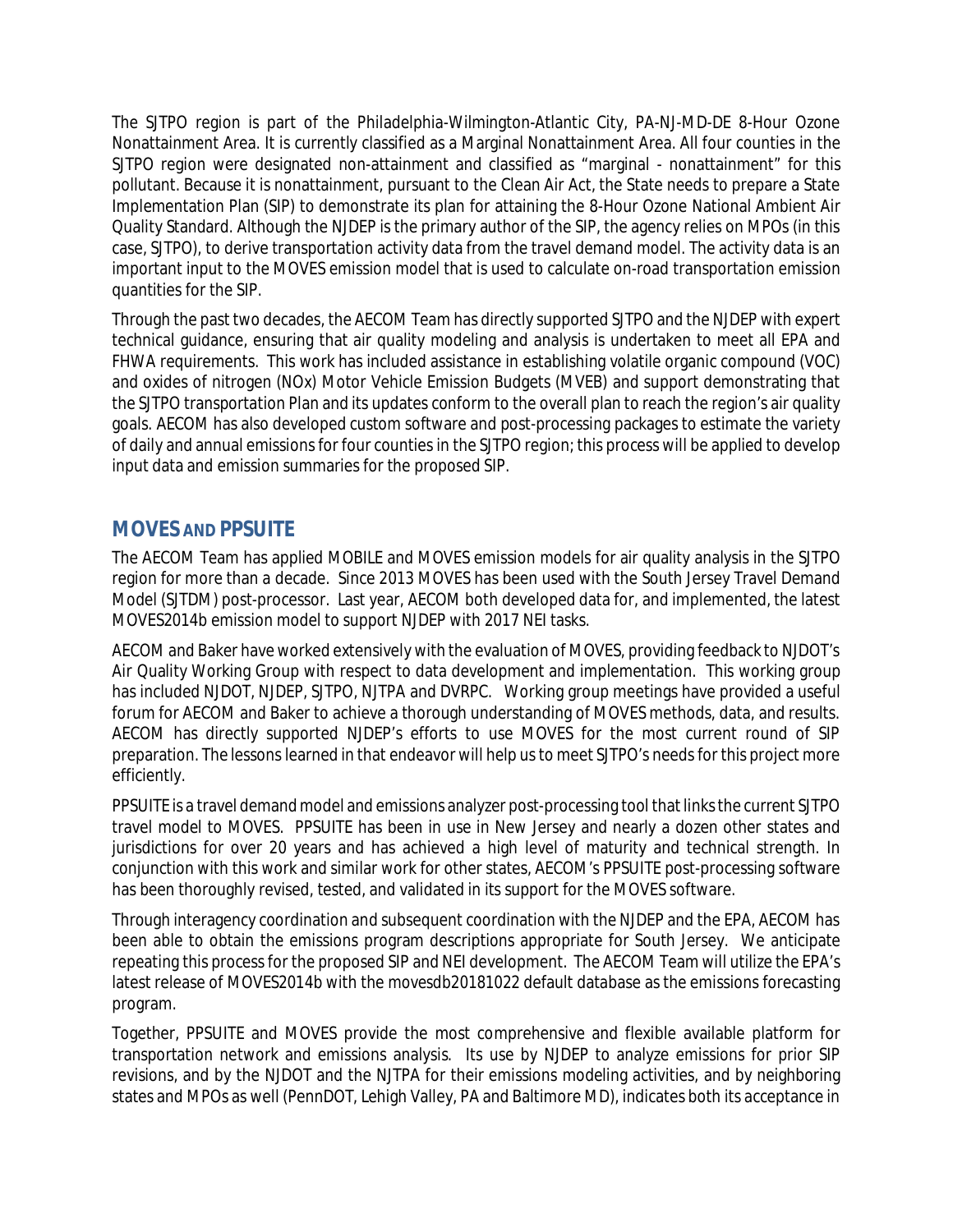The SJTPO region is part of the Philadelphia-Wilmington-Atlantic City, PA-NJ-MD-DE 8-Hour Ozone Nonattainment Area. It is currently classified as a Marginal Nonattainment Area. All four counties in the SJTPO region were designated non-attainment and classified as "marginal - nonattainment" for this pollutant. Because it is nonattainment, pursuant to the Clean Air Act, the State needs to prepare a State Implementation Plan (SIP) to demonstrate its plan for attaining the 8-Hour Ozone National Ambient Air Quality Standard. Although the NJDEP is the primary author of the SIP, the agency relies on MPOs (in this case, SJTPO), to derive transportation activity data from the travel demand model. The activity data is an important input to the MOVES emission model that is used to calculate on-road transportation emission quantities for the SIP.

Through the past two decades, the AECOM Team has directly supported SJTPO and the NJDEP with expert technical guidance, ensuring that air quality modeling and analysis is undertaken to meet all EPA and FHWA requirements. This work has included assistance in establishing volatile organic compound (VOC) and oxides of nitrogen (NOx) Motor Vehicle Emission Budgets (MVEB) and support demonstrating that the SJTPO transportation Plan and its updates conform to the overall plan to reach the region's air quality goals. AECOM has also developed custom software and post-processing packages to estimate the variety of daily and annual emissions for four counties in the SJTPO region; this process will be applied to develop input data and emission summaries for the proposed SIP.

## MOVES AND PPSUITE

The AECOM Team has applied MOBILE and MOVES emission models for air quality analysis in the SJTPO region for more than a decade. Since 2013 MOVES has been used with the South Jersey Travel Demand Model (SJTDM) post-processor. Last year, AECOM both developed data for, and implemented, the latest MOVES2014b emission model to support NJDEP with 2017 NEI tasks.

AECOM and Baker have worked extensively with the evaluation of MOVES, providing feedback to NJDOT's Air Quality Working Group with respect to data development and implementation. This working group has included NJDOT, NJDEP, SJTPO, NJTPA and DVRPC. Working group meetings have provided a useful forum for AECOM and Baker to achieve a thorough understanding of MOVES methods, data, and results. AECOM has directly supported NJDEP's efforts to use MOVES for the most current round of SIP preparation. The lessons learned in that endeavor will help us to meet SJTPO's needs for this project more efficiently.

PPSUITE is a travel demand model and emissions analyzer post-processing tool that links the current SJTPO travel model to MOVES. PPSUITE has been in use in New Jersey and nearly a dozen other states and jurisdictions for over 20 years and has achieved a high level of maturity and technical strength. In conjunction with this work and similar work for other states, AECOM's PPSUITE post-processing software has been thoroughly revised, tested, and validated in its support for the MOVES software.

Through interagency coordination and subsequent coordination with the NJDEP and the EPA, AECOM has been able to obtain the emissions program descriptions appropriate for South Jersey. We anticipate repeating this process for the proposed SIP and NEI development. The AECOM Team will utilize the EPA's latest release of MOVES2014b with the movesdb20181022 default database as the emissions forecasting program.

Together, PPSUITE and MOVES provide the most comprehensive and flexible available platform for transportation network and emissions analysis. Its use by NJDEP to analyze emissions for prior SIP revisions, and by the NJDOT and the NJTPA for their emissions modeling activities, and by neighboring states and MPOs as well (PennDOT, Lehigh Valley, PA and Baltimore MD), indicates both its acceptance in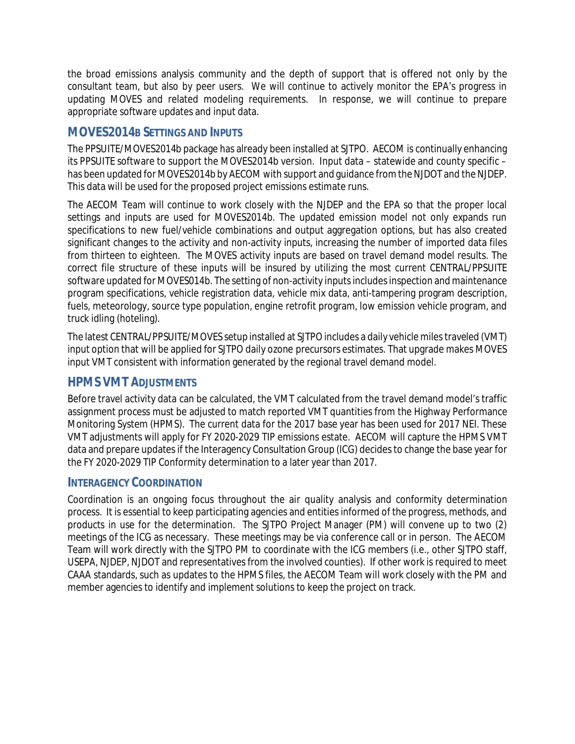the broad emissions analysis community and the depth of support that is offered not only by the consultant team, but also by peer users. We will continue to actively monitor the EPA's progress in updating MOVES and related modeling requirements. In response, we will continue to prepare appropriate software updates and input data.

## MOVES2014B SETTINGS AND INPUTS

The PPSUITE/MOVES2014b package has already been installed at SJTPO. AECOM is continually enhancing its PPSUITE software to support the MOVES2014b version. Input data – statewide and county specific – has been updated for MOVES2014b by AECOM with support and guidance from the NJDOT and the NJDEP. This data will be used for the proposed project emissions estimate runs.

The AECOM Team will continue to work closely with the NJDEP and the EPA so that the proper local settings and inputs are used for MOVES2014b. The updated emission model not only expands run specifications to new fuel/vehicle combinations and output aggregation options, but has also created significant changes to the activity and non-activity inputs, increasing the number of imported data files from thirteen to eighteen. The MOVES activity inputs are based on travel demand model results. The correct file structure of these inputs will be insured by utilizing the most current CENTRAL/PPSUITE software updated for MOVES014b. The setting of non-activity inputs includes inspection and maintenance program specifications, vehicle registration data, vehicle mix data, anti-tampering program description, fuels, meteorology, source type population, engine retrofit program, low emission vehicle program, and truck idling (hoteling).

The latest CENTRAL/PPSUITE/MOVES setup installed at SJTPO includes a daily vehicle miles traveled (VMT) input option that will be applied for SJTPO daily ozone precursors estimates. That upgrade makes MOVES input VMT consistent with information generated by the regional travel demand model.

## HPMS VMT ADJUSTMENTS

Before travel activity data can be calculated, the VMT calculated from the travel demand model's traffic assignment process must be adjusted to match reported VMT quantities from the Highway Performance Monitoring System (HPMS). The current data for the 2017 base year has been used for 2017 NEI. These VMT adjustments will apply for FY 2020-2029 TIP emissions estate. AECOM will capture the HPMS VMT data and prepare updates if the Interagency Consultation Group (ICG) decides to change the base year for the FY 2020-2029 TIP Conformity determination to a later year than 2017.

## INTERAGENCY COORDINATION

Coordination is an ongoing focus throughout the air quality analysis and conformity determination process. It is essential to keep participating agencies and entities informed of the progress, methods, and products in use for the determination. The SJTPO Project Manager (PM) will convene up to two (2) meetings of the ICG as necessary. These meetings may be via conference call or in person. The AECOM Team will work directly with the SJTPO PM to coordinate with the ICG members (i.e., other SJTPO staff, USEPA, NJDEP, NJDOT and representatives from the involved counties). If other work is required to meet CAAA standards, such as updates to the HPMS files, the AECOM Team will work closely with the PM and member agencies to identify and implement solutions to keep the project on track.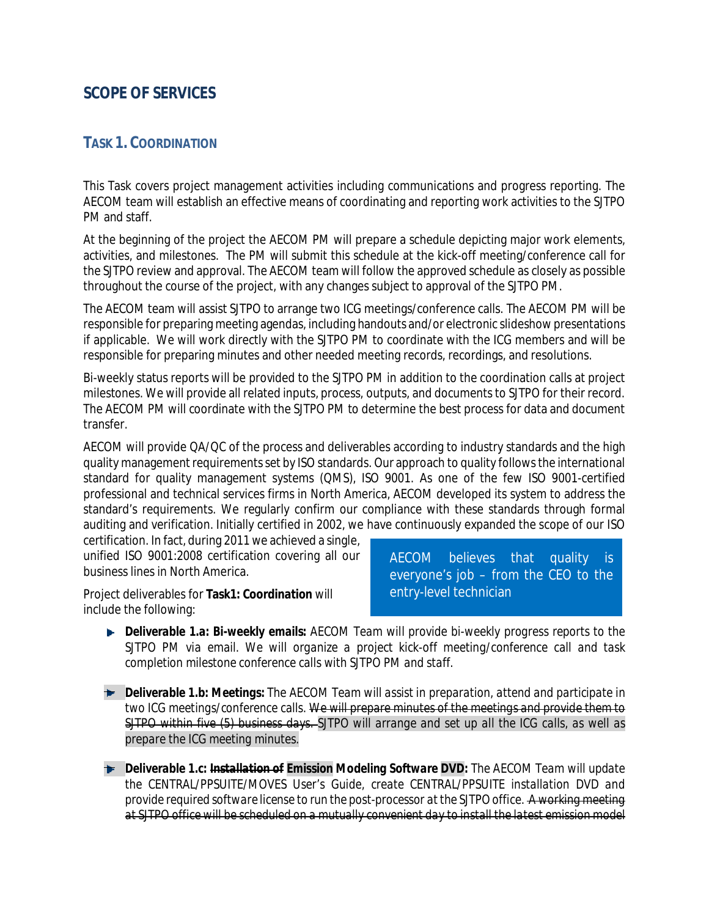## SCOPE OF SERVICES

### TASK 1. COORDINATION

This Task covers project management activities including communications and progress reporting. The AECOM team will establish an effective means of coordinating and reporting work activities to the SJTPO PM and staff.

At the beginning of the project the AECOM PM will prepare a schedule depicting major work elements, activities, and milestones. The PM will submit this schedule at the kick-off meeting/conference call for the SJTPO review and approval. The AECOM team will follow the approved schedule as closely as possible throughout the course of the project, with any changes subject to approval of the SJTPO PM.

The AECOM team will assist SJTPO to arrange two ICG meetings/conference calls. The AECOM PM will be responsible for preparing meeting agendas, including handouts and/or electronic slideshow presentations if applicable. We will work directly with the SJTPO PM to coordinate with the ICG members and will be responsible for preparing minutes and other needed meeting records, recordings, and resolutions.

Bi-weekly status reports will be provided to the SJTPO PM in addition to the coordination calls at project milestones. We will provide all related inputs, process, outputs, and documents to SJTPO for their record. The AECOM PM will coordinate with the SJTPO PM to determine the best process for data and document transfer.

AECOM will provide QA/QC of the process and deliverables according to industry standards and the high quality management requirements set by ISO standards. Our approach to quality follows the international standard for quality management systems (QMS), ISO 9001. As one of the few ISO 9001-certified professional and technical services firms in North America, AECOM developed its system to address the standard's requirements. We regularly confirm our compliance with these standards through formal auditing and verification. Initially certified in 2002, we have continuously expanded the scope of our ISO certification. In fact, during 2011 we achieved a single, unified ISO 9001:2008 certification covering all our business lines in North America.

> AECOM believes that quality is everyone's job – from the CEO to the entry-level technician

Project deliverables for **Task1: Coordination** will include the following:

- **Deliverable 1.a: Bi-weekly emails:** AECOM Team will provide bi-weekly progress reports to the SJTPO PM via email. We will organize a project kick-off meeting/conference call and task completion milestone conference calls with SJTPO PM and staff.

- **Deliverable 1.b: Meetings:** The AECOM Team will assist in preparation, attend and participate in two ICG meetings/conference calls. ~~We will prepare minutes of the meetings and provide them to SJTPO within five (5) business days.~~ SJTPO will arrange and set up all the ICG calls, as well as prepare the ICG meeting minutes.

- **Deliverable 1.c: ~~Installation of~~ Emission Modeling Software DVD:** The AECOM Team will update the CENTRAL/PPSUITE/MOVES User's Guide, create CENTRAL/PPSUITE installation DVD and provide required software license to run the post-processor at the SJTPO office. ~~A working meeting at SJTPO office will be scheduled on a mutually convenient day to install the latest emission model~~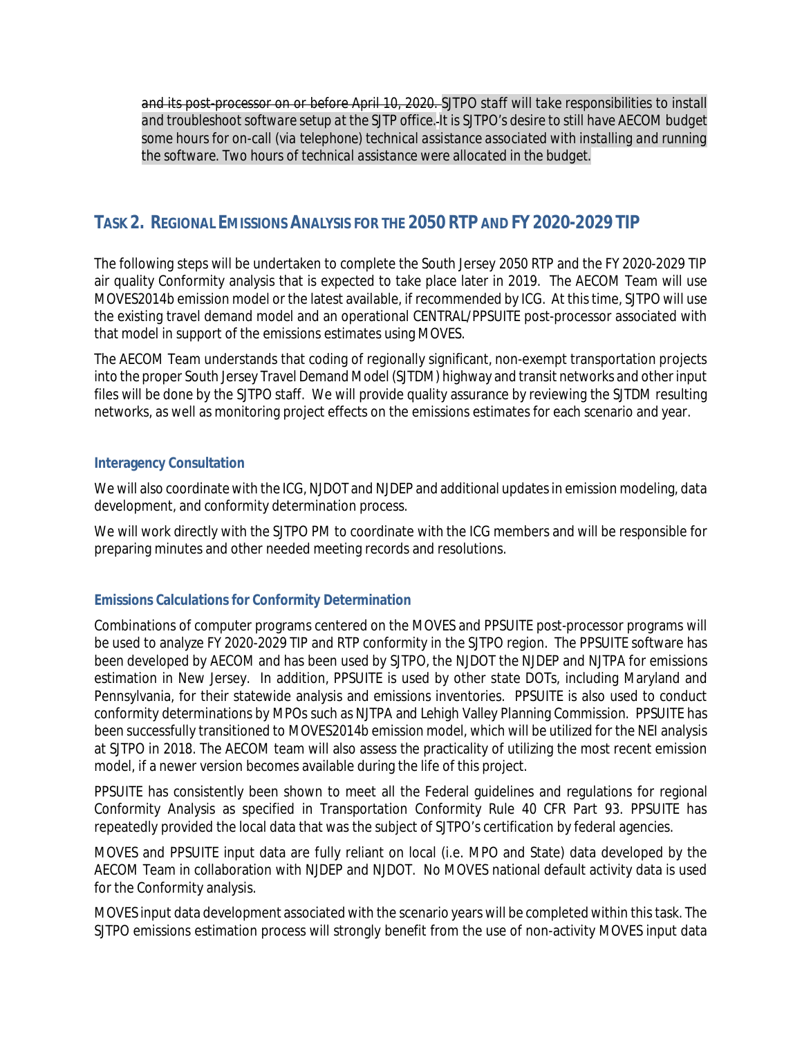~~and its post-processor on or before April 10, 2020.~~ *SJTPO staff will take responsibilities to install and troubleshoot software setup at the SJTP office. It is SJTPO's desire to still have AECOM budget some hours for on-call (via telephone) technical assistance associated with installing and running the software. Two hours of technical assistance were allocated in the budget.*

## TASK 2. REGIONAL EMISSIONS ANALYSIS FOR THE 2050 RTP AND FY 2020-2029 TIP

The following steps will be undertaken to complete the South Jersey 2050 RTP and the FY 2020-2029 TIP air quality Conformity analysis that is expected to take place later in 2019. The AECOM Team will use MOVES2014b emission model or the latest available, if recommended by ICG. At this time, SJTPO will use the existing travel demand model and an operational CENTRAL/PPSUITE post-processor associated with that model in support of the emissions estimates using MOVES.

The AECOM Team understands that coding of regionally significant, non-exempt transportation projects into the proper South Jersey Travel Demand Model (SJTDM) highway and transit networks and other input files will be done by the SJTPO staff. We will provide quality assurance by reviewing the SJTDM resulting networks, as well as monitoring project effects on the emissions estimates for each scenario and year.

### Interagency Consultation

We will also coordinate with the ICG, NJDOT and NJDEP and additional updates in emission modeling, data development, and conformity determination process.

We will work directly with the SJTPO PM to coordinate with the ICG members and will be responsible for preparing minutes and other needed meeting records and resolutions.

### Emissions Calculations for Conformity Determination

Combinations of computer programs centered on the MOVES and PPSUITE post-processor programs will be used to analyze FY 2020-2029 TIP and RTP conformity in the SJTPO region. The PPSUITE software has been developed by AECOM and has been used by SJTPO, the NJDOT the NJDEP and NJTPA for emissions estimation in New Jersey. In addition, PPSUITE is used by other state DOTs, including Maryland and Pennsylvania, for their statewide analysis and emissions inventories. PPSUITE is also used to conduct conformity determinations by MPOs such as NJTPA and Lehigh Valley Planning Commission. PPSUITE has been successfully transitioned to MOVES2014b emission model, which will be utilized for the NEI analysis at SJTPO in 2018. The AECOM team will also assess the practicality of utilizing the most recent emission model, if a newer version becomes available during the life of this project.

PPSUITE has consistently been shown to meet all the Federal guidelines and regulations for regional Conformity Analysis as specified in Transportation Conformity Rule 40 CFR Part 93. PPSUITE has repeatedly provided the local data that was the subject of SJTPO's certification by federal agencies.

MOVES and PPSUITE input data are fully reliant on local (i.e. MPO and State) data developed by the AECOM Team in collaboration with NJDEP and NJDOT. No MOVES national default activity data is used for the Conformity analysis.

MOVES input data development associated with the scenario years will be completed within this task. The SJTPO emissions estimation process will strongly benefit from the use of non-activity MOVES input data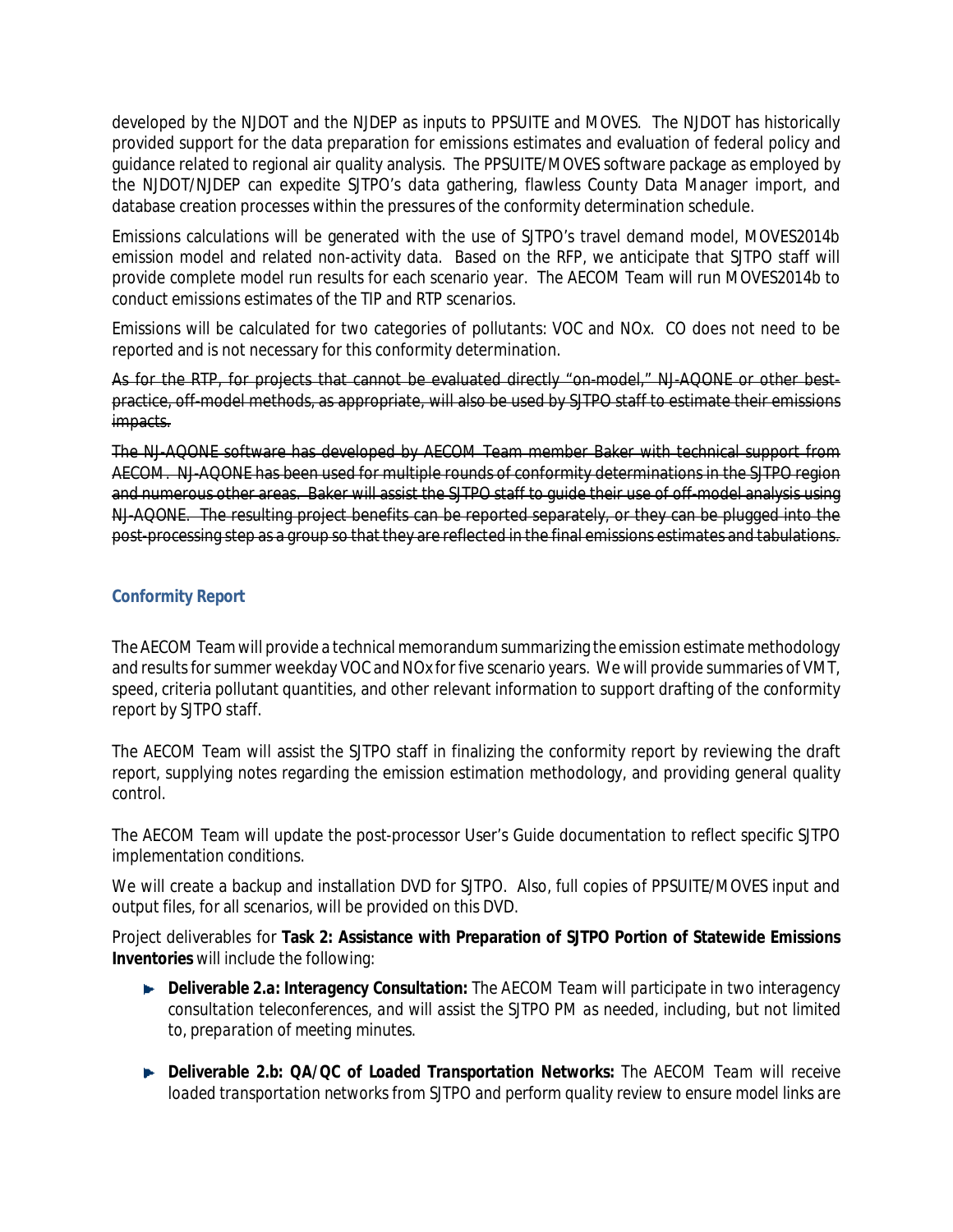developed by the NJDOT and the NJDEP as inputs to PPSUITE and MOVES. The NJDOT has historically provided support for the data preparation for emissions estimates and evaluation of federal policy and guidance related to regional air quality analysis. The PPSUITE/MOVES software package as employed by the NJDOT/NJDEP can expedite SJTPO's data gathering, flawless County Data Manager import, and database creation processes within the pressures of the conformity determination schedule.

Emissions calculations will be generated with the use of SJTPO's travel demand model, MOVES2014b emission model and related non-activity data. Based on the RFP, we anticipate that SJTPO staff will provide complete model run results for each scenario year. The AECOM Team will run MOVES2014b to conduct emissions estimates of the TIP and RTP scenarios.

Emissions will be calculated for two categories of pollutants: VOC and NOx. CO does not need to be reported and is not necessary for this conformity determination.

~~As for the RTP, for projects that cannot be evaluated directly "on-model," NJ-AQONE or other best-practice, off-model methods, as appropriate, will also be used by SJTPO staff to estimate their emissions impacts.~~

~~The NJ-AQONE software has developed by AECOM Team member Baker with technical support from AECOM. NJ-AQONE has been used for multiple rounds of conformity determinations in the SJTPO region and numerous other areas. Baker will assist the SJTPO staff to guide their use of off-model analysis using NJ-AQONE. The resulting project benefits can be reported separately, or they can be plugged into the post-processing step as a group so that they are reflected in the final emissions estimates and tabulations.~~

### Conformity Report

The AECOM Team will provide a technical memorandum summarizing the emission estimate methodology and results for summer weekday VOC and NOx for five scenario years. We will provide summaries of VMT, speed, criteria pollutant quantities, and other relevant information to support drafting of the conformity report by SJTPO staff.

The AECOM Team will assist the SJTPO staff in finalizing the conformity report by reviewing the draft report, supplying notes regarding the emission estimation methodology, and providing general quality control.

The AECOM Team will update the post-processor User's Guide documentation to reflect specific SJTPO implementation conditions.

We will create a backup and installation DVD for SJTPO. Also, full copies of PPSUITE/MOVES input and output files, for all scenarios, will be provided on this DVD.

Project deliverables for **Task 2: Assistance with Preparation of SJTPO Portion of Statewide Emissions Inventories** will include the following:

- ***Deliverable 2.a: Interagency Consultation:*** *The AECOM Team will participate in two interagency consultation teleconferences, and will assist the SJTPO PM as needed, including, but not limited to, preparation of meeting minutes.*

- ***Deliverable 2.b: QA/QC of Loaded Transportation Networks:*** *The AECOM Team will receive loaded transportation networks from SJTPO and perform quality review to ensure model links are*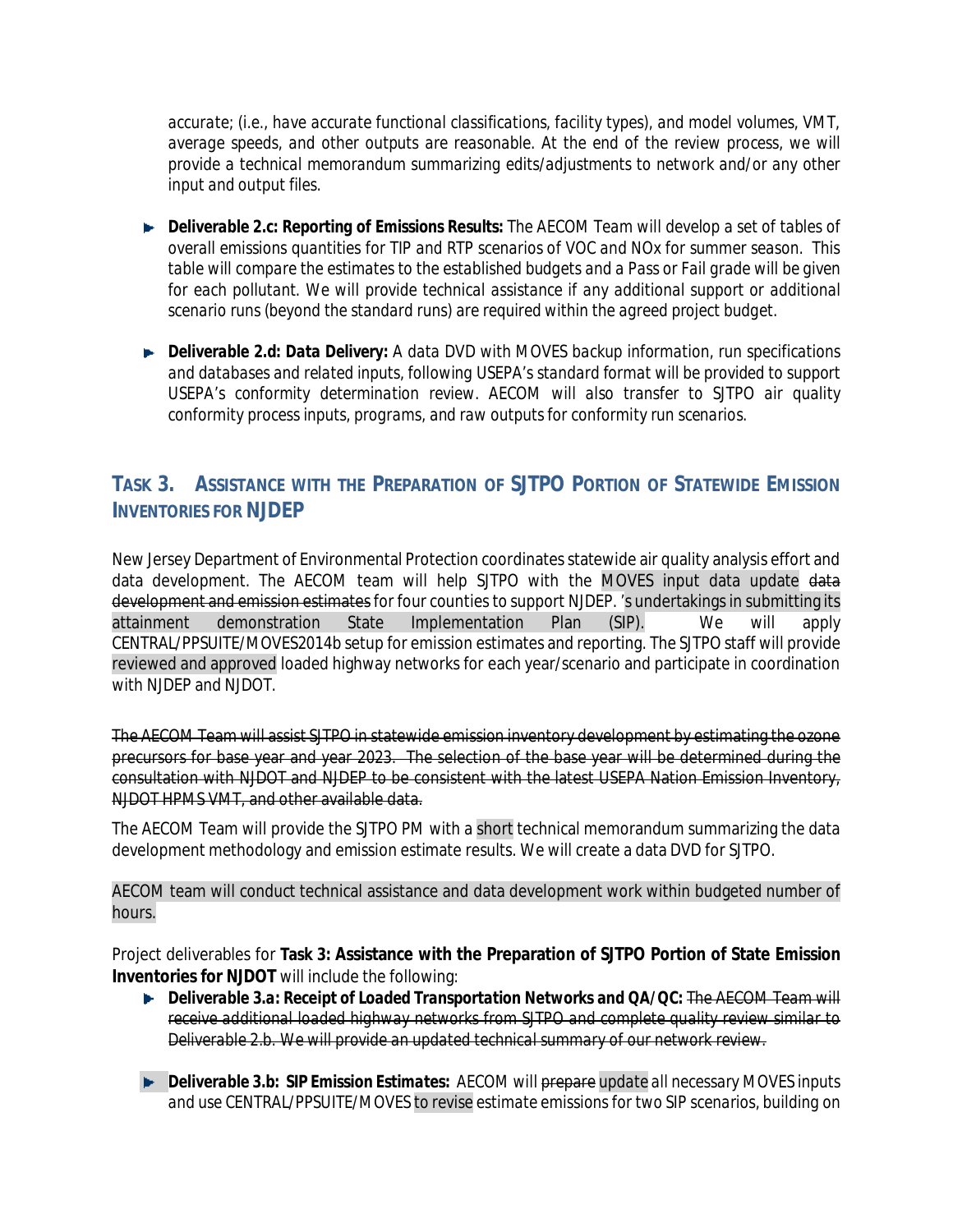accurate; (i.e., have accurate functional classifications, facility types), and model volumes, VMT, average speeds, and other outputs are reasonable. At the end of the review process, we will provide a technical memorandum summarizing edits/adjustments to network and/or any other input and output files.

- **Deliverable 2.c: Reporting of Emissions Results:** The AECOM Team will develop a set of tables of overall emissions quantities for TIP and RTP scenarios of VOC and NOx for summer season. This table will compare the estimates to the established budgets and a Pass or Fail grade will be given for each pollutant. We will provide technical assistance if any additional support or additional scenario runs (beyond the standard runs) are required within the agreed project budget.

- **Deliverable 2.d: Data Delivery:** A data DVD with MOVES backup information, run specifications and databases and related inputs, following USEPA's standard format will be provided to support USEPA's conformity determination review. AECOM will also transfer to SJTPO air quality conformity process inputs, programs, and raw outputs for conformity run scenarios.

## TASK 3. ASSISTANCE WITH THE PREPARATION OF SJTPO PORTION OF STATEWIDE EMISSION INVENTORIES FOR NJDEP

New Jersey Department of Environmental Protection coordinates statewide air quality analysis effort and data development. The AECOM team will help SJTPO with the MOVES input data update ~~data development and emission estimates~~ for four counties to support NJDEP. 's undertakings in submitting its attainment demonstration State Implementation Plan (SIP). We will apply CENTRAL/PPSUITE/MOVES2014b setup for emission estimates and reporting. The SJTPO staff will provide reviewed and approved loaded highway networks for each year/scenario and participate in coordination with NJDEP and NJDOT.

~~The AECOM Team will assist SJTPO in statewide emission inventory development by estimating the ozone precursors for base year and year 2023. The selection of the base year will be determined during the consultation with NJDOT and NJDEP to be consistent with the latest USEPA Nation Emission Inventory, NJDOT HPMS VMT, and other available data.~~

The AECOM Team will provide the SJTPO PM with a short technical memorandum summarizing the data development methodology and emission estimate results. We will create a data DVD for SJTPO.

AECOM team will conduct technical assistance and data development work within budgeted number of hours.

Project deliverables for **Task 3: Assistance with the Preparation of SJTPO Portion of State Emission Inventories for NJDOT** will include the following:

- **Deliverable 3.a: Receipt of Loaded Transportation Networks and QA/QC:** ~~The AECOM Team will receive additional loaded highway networks from SJTPO and complete quality review similar to Deliverable 2.b. We will provide an updated technical summary of our network review.~~

- **Deliverable 3.b: SIP Emission Estimates:** AECOM will ~~prepare~~ update all necessary MOVES inputs and use CENTRAL/PPSUITE/MOVES to revise estimate emissions for two SIP scenarios, building on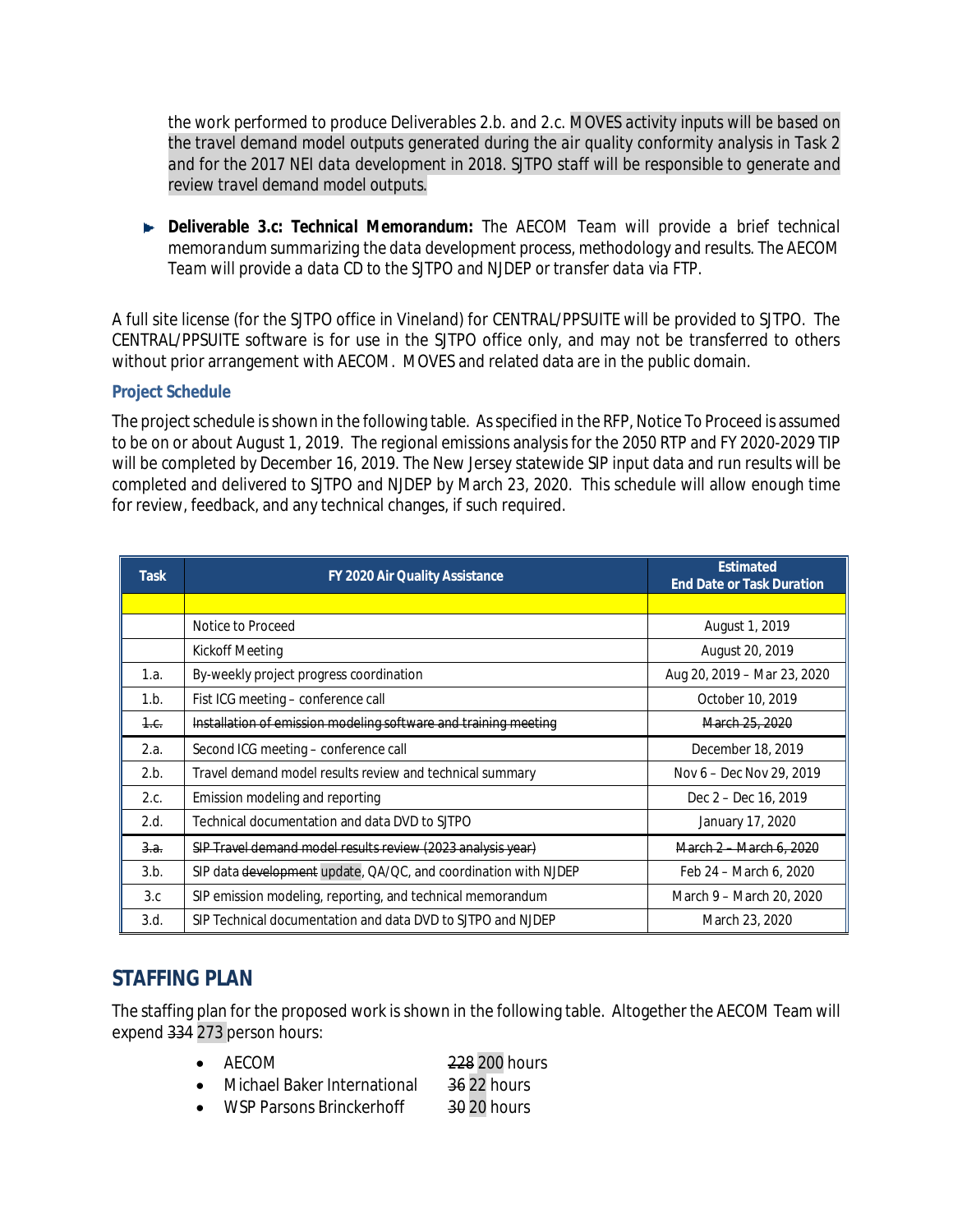the work performed to produce Deliverables 2.b. and 2.c. MOVES activity inputs will be based on the travel demand model outputs generated during the air quality conformity analysis in Task 2 and for the 2017 NEI data development in 2018. SJTPO staff will be responsible to generate and review travel demand model outputs.

- **Deliverable 3.c: Technical Memorandum:** The AECOM Team will provide a brief technical memorandum summarizing the data development process, methodology and results. The AECOM Team will provide a data CD to the SJTPO and NJDEP or transfer data via FTP.

A full site license (for the SJTPO office in Vineland) for CENTRAL/PPSUITE will be provided to SJTPO. The CENTRAL/PPSUITE software is for use in the SJTPO office only, and may not be transferred to others without prior arrangement with AECOM. MOVES and related data are in the public domain.

### Project Schedule

The project schedule is shown in the following table. As specified in the RFP, Notice To Proceed is assumed to be on or about August 1, 2019. The regional emissions analysis for the 2050 RTP and FY 2020-2029 TIP will be completed by December 16, 2019. The New Jersey statewide SIP input data and run results will be completed and delivered to SJTPO and NJDEP by March 23, 2020. This schedule will allow enough time for review, feedback, and any technical changes, if such required.

| Task | FY 2020 Air Quality Assistance | Estimated End Date or Task Duration |
|---|---|---|
| | | |
| | Notice to Proceed | August 1, 2019 |
| | Kickoff Meeting | August 20, 2019 |
| 1.a. | By-weekly project progress coordination | Aug 20, 2019 – Mar 23, 2020 |
| 1.b. | Fist ICG meeting – conference call | October 10, 2019 |
| ~~1.c.~~ | ~~Installation of emission modeling software and training meeting~~ | ~~March 25, 2020~~ |
| 2.a. | Second ICG meeting – conference call | December 18, 2019 |
| 2.b. | Travel demand model results review and technical summary | Nov 6 – Dec Nov 29, 2019 |
| 2.c. | Emission modeling and reporting | Dec 2 – Dec 16, 2019 |
| 2.d. | Technical documentation and data DVD to SJTPO | January 17, 2020 |
| ~~3.a.~~ | ~~SIP Travel demand model results review (2023 analysis year)~~ | ~~March 2 – March 6, 2020~~ |
| 3.b. | SIP data ~~development~~ update, QA/QC, and coordination with NJDEP | Feb 24 – March 6, 2020 |
| 3.c | SIP emission modeling, reporting, and technical memorandum | March 9 – March 20, 2020 |
| 3.d. | SIP Technical documentation and data DVD to SJTPO and NJDEP | March 23, 2020 |

## STAFFING PLAN

The staffing plan for the proposed work is shown in the following table. Altogether the AECOM Team will expend ~~334~~ 273 person hours:

- AECOM ~~228~~ 200 hours
- Michael Baker International ~~36~~ 22 hours
- WSP Parsons Brinckerhoff ~~30~~ 20 hours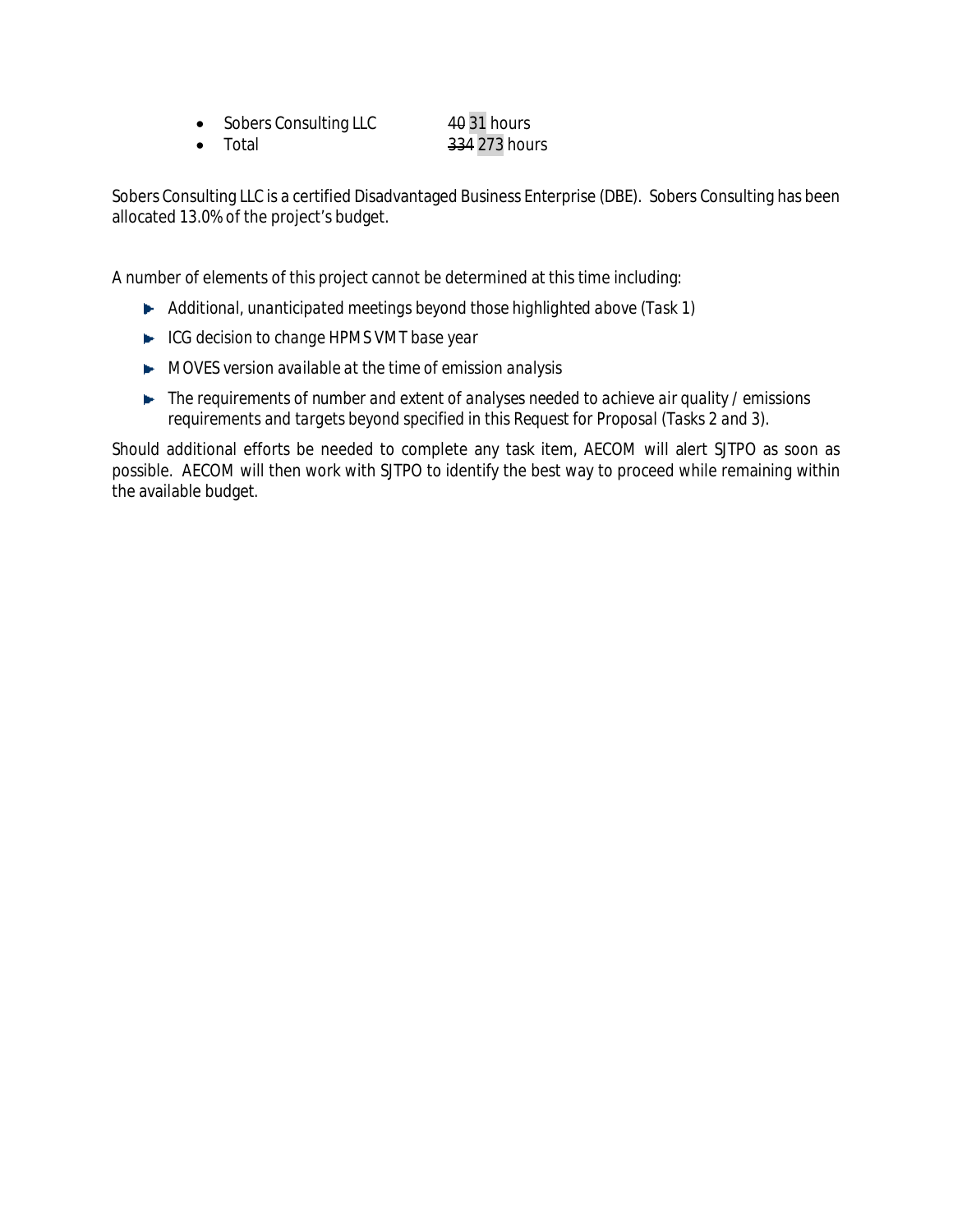- Sobers Consulting LLC ~~40~~ 31 hours
- Total ~~334~~ 273 hours

Sobers Consulting LLC is a certified Disadvantaged Business Enterprise (DBE). Sobers Consulting has been allocated 13.0% of the project's budget.

A number of elements of this project cannot be determined at this time including:

- *Additional, unanticipated meetings beyond those highlighted above (Task 1)*
- *ICG decision to change HPMS VMT base year*
- *MOVES version available at the time of emission analysis*
- *The requirements of number and extent of analyses needed to achieve air quality / emissions requirements and targets beyond specified in this Request for Proposal (Tasks 2 and 3).*

Should additional efforts be needed to complete any task item, AECOM will alert SJTPO as soon as possible. AECOM will then work with SJTPO to identify the best way to proceed while remaining within the available budget.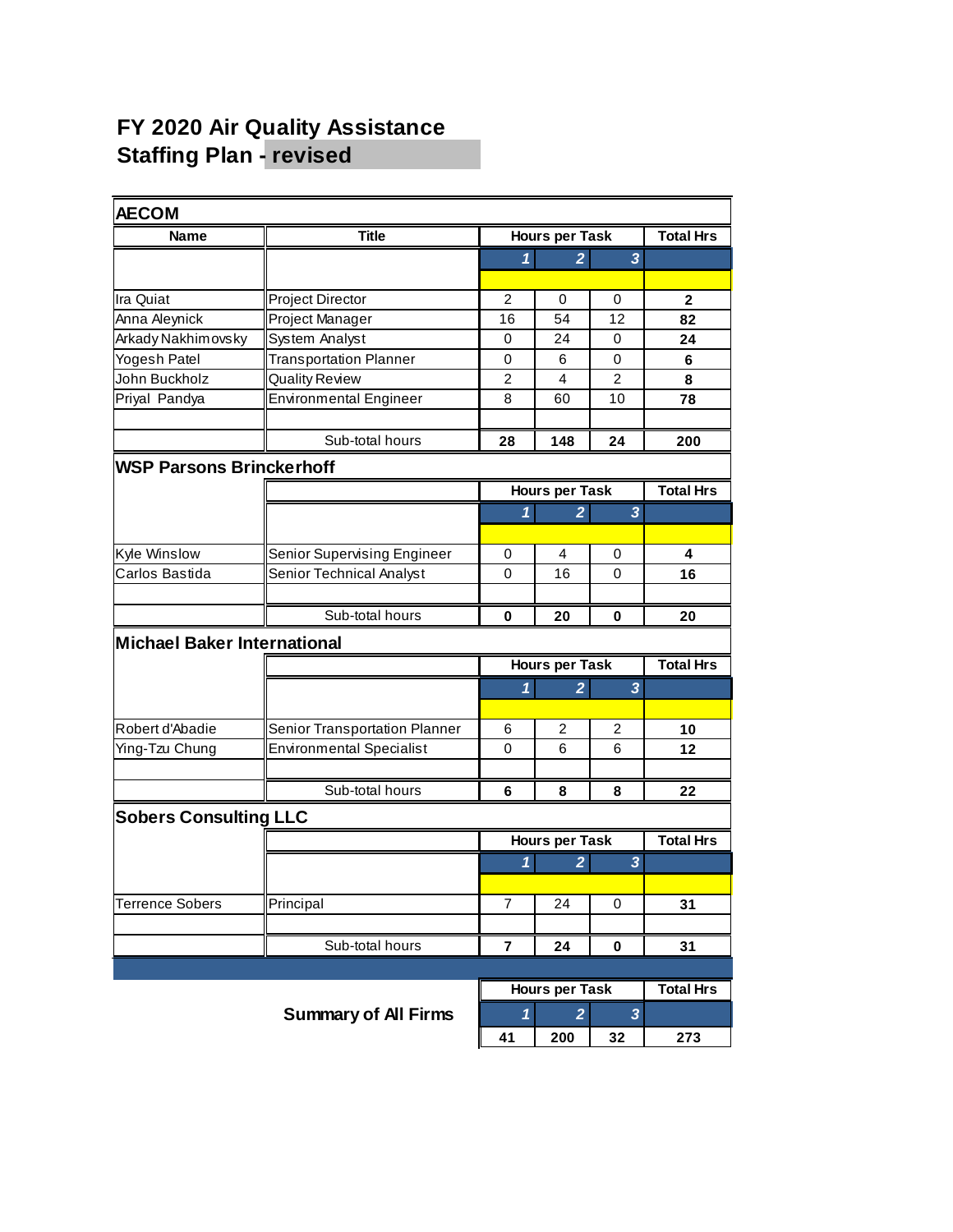# FY 2020 Air Quality Assistance
# Staffing Plan - revised

## AECOM

| Name | Title | Hours per Task | | | Total Hrs |
|---|---|---|---|---|---|
| | | 1 | 2 | 3 | |
| Ira Quiat | Project Director | 2 | 0 | 0 | **2** |
| Anna Aleynick | Project Manager | 16 | 54 | 12 | **82** |
| Arkady Nakhimovsky | System Analyst | 0 | 24 | 0 | **24** |
| Yogesh Patel | Transportation Planner | 0 | 6 | 0 | **6** |
| John Buckholz | Quality Review | 2 | 4 | 2 | **8** |
| Priyal Pandya | Environmental Engineer | 8 | 60 | 10 | **78** |
| | | | | | |
| | Sub-total hours | **28** | **148** | **24** | **200** |

## WSP Parsons Brinckerhoff

| Name | Title | Hours per Task | | | Total Hrs |
|---|---|---|---|---|---|
| | | 1 | 2 | 3 | |
| Kyle Winslow | Senior Supervising Engineer | 0 | 4 | 0 | **4** |
| Carlos Bastida | Senior Technical Analyst | 0 | 16 | 0 | **16** |
| | | | | | |
| | Sub-total hours | **0** | **20** | **0** | **20** |

## Michael Baker International

| Name | Title | Hours per Task | | | Total Hrs |
|---|---|---|---|---|---|
| | | 1 | 2 | 3 | |
| Robert d'Abadie | Senior Transportation Planner | 6 | 2 | 2 | **10** |
| Ying-Tzu Chung | Environmental Specialist | 0 | 6 | 6 | **12** |
| | | | | | |
| | Sub-total hours | **6** | **8** | **8** | **22** |

## Sobers Consulting LLC

| Name | Title | Hours per Task | | | Total Hrs |
|---|---|---|---|---|---|
| | | 1 | 2 | 3 | |
| Terrence Sobers | Principal | 7 | 24 | 0 | **31** |
| | | | | | |
| | Sub-total hours | **7** | **24** | **0** | **31** |

## Summary of All Firms

| Hours per Task | | | Total Hrs |
|---|---|---|---|
| 1 | 2 | 3 | |
| **41** | **200** | **32** | **273** |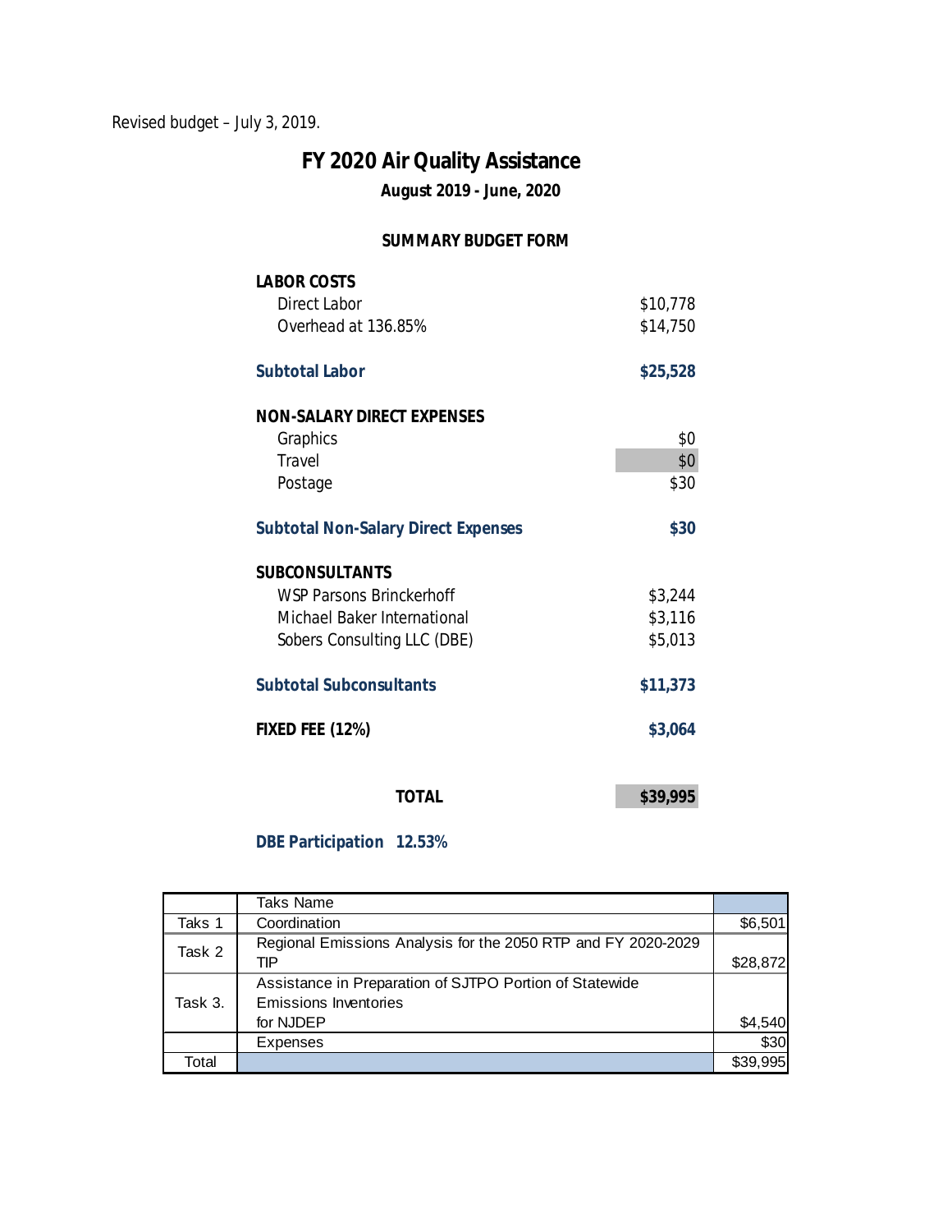Revised budget – July 3, 2019.

# FY 2020 Air Quality Assistance

**August 2019 - June, 2020**

**SUMMARY BUDGET FORM**

| | |
|---|---|
| **LABOR COSTS** | |
| Direct Labor | $10,778 |
| Overhead at 136.85% | $14,750 |
| **Subtotal Labor** | **$25,528** |
| **NON-SALARY DIRECT EXPENSES** | |
| Graphics | $0 |
| Travel | $0 |
| Postage | $30 |
| **Subtotal Non-Salary Direct Expenses** | **$30** |
| **SUBCONSULTANTS** | |
| WSP Parsons Brinckerhoff | $3,244 |
| Michael Baker International | $3,116 |
| Sobers Consulting LLC (DBE) | $5,013 |
| **Subtotal Subconsultants** | **$11,373** |
| **FIXED FEE (12%)** | **$3,064** |
| **TOTAL** | **$39,995** |

**DBE Participation 12.53%**

| | Taks Name | |
|---|---|---|
| Taks 1 | Coordination | $6,501 |
| Task 2 | Regional Emissions Analysis for the 2050 RTP and FY 2020-2029 TIP | $28,872 |
| Task 3. | Assistance in Preparation of SJTPO Portion of Statewide Emissions Inventories for NJDEP | $4,540 |
| | Expenses | $30 |
| Total | | $39,995 |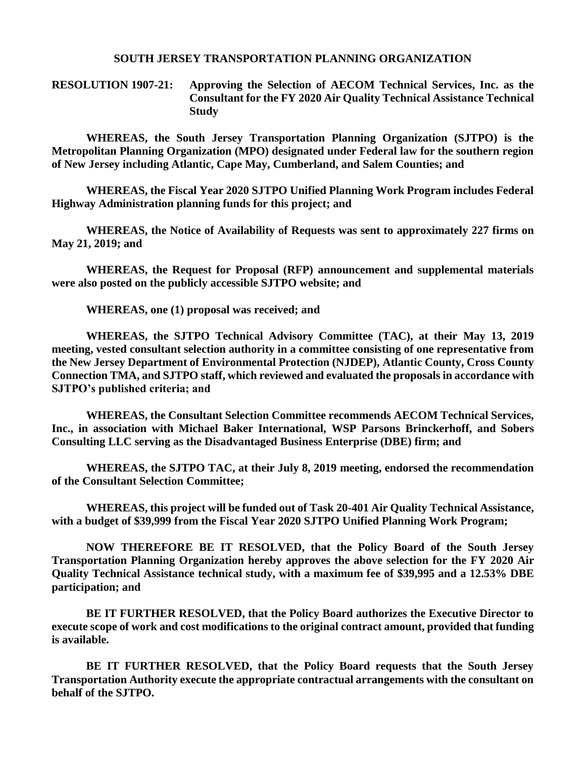**SOUTH JERSEY TRANSPORTATION PLANNING ORGANIZATION**

**RESOLUTION 1907-21: Approving the Selection of AECOM Technical Services, Inc. as the Consultant for the FY 2020 Air Quality Technical Assistance Technical Study**

**WHEREAS, the South Jersey Transportation Planning Organization (SJTPO) is the Metropolitan Planning Organization (MPO) designated under Federal law for the southern region of New Jersey including Atlantic, Cape May, Cumberland, and Salem Counties; and**

**WHEREAS, the Fiscal Year 2020 SJTPO Unified Planning Work Program includes Federal Highway Administration planning funds for this project; and**

**WHEREAS, the Notice of Availability of Requests was sent to approximately 227 firms on May 21, 2019; and**

**WHEREAS, the Request for Proposal (RFP) announcement and supplemental materials were also posted on the publicly accessible SJTPO website; and**

**WHEREAS, one (1) proposal was received; and**

**WHEREAS, the SJTPO Technical Advisory Committee (TAC), at their May 13, 2019 meeting, vested consultant selection authority in a committee consisting of one representative from the New Jersey Department of Environmental Protection (NJDEP), Atlantic County, Cross County Connection TMA, and SJTPO staff, which reviewed and evaluated the proposals in accordance with SJTPO's published criteria; and**

**WHEREAS, the Consultant Selection Committee recommends AECOM Technical Services, Inc., in association with Michael Baker International, WSP Parsons Brinckerhoff, and Sobers Consulting LLC serving as the Disadvantaged Business Enterprise (DBE) firm; and**

**WHEREAS, the SJTPO TAC, at their July 8, 2019 meeting, endorsed the recommendation of the Consultant Selection Committee;**

**WHEREAS, this project will be funded out of Task 20-401 Air Quality Technical Assistance, with a budget of $39,999 from the Fiscal Year 2020 SJTPO Unified Planning Work Program;**

**NOW THEREFORE BE IT RESOLVED, that the Policy Board of the South Jersey Transportation Planning Organization hereby approves the above selection for the FY 2020 Air Quality Technical Assistance technical study, with a maximum fee of $39,995 and a 12.53% DBE participation; and**

**BE IT FURTHER RESOLVED, that the Policy Board authorizes the Executive Director to execute scope of work and cost modifications to the original contract amount, provided that funding is available.**

**BE IT FURTHER RESOLVED, that the Policy Board requests that the South Jersey Transportation Authority execute the appropriate contractual arrangements with the consultant on behalf of the SJTPO.**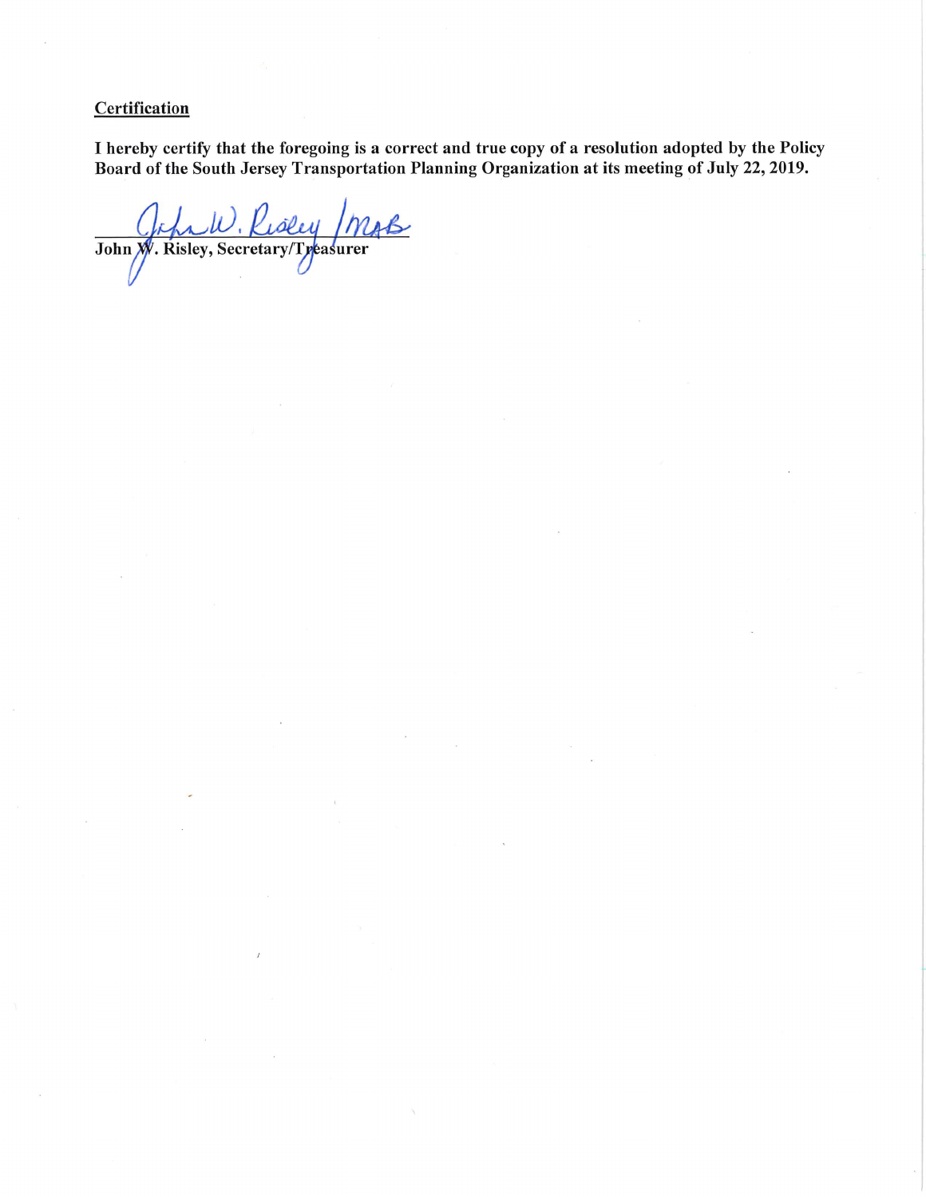<u>Certification</u>

**I hereby certify that the foregoing is a correct and true copy of a resolution adopted by the Policy Board of the South Jersey Transportation Planning Organization at its meeting of July 22, 2019.**

John W. Risley /MAB

**John W. Risley, Secretary/Treasurer**